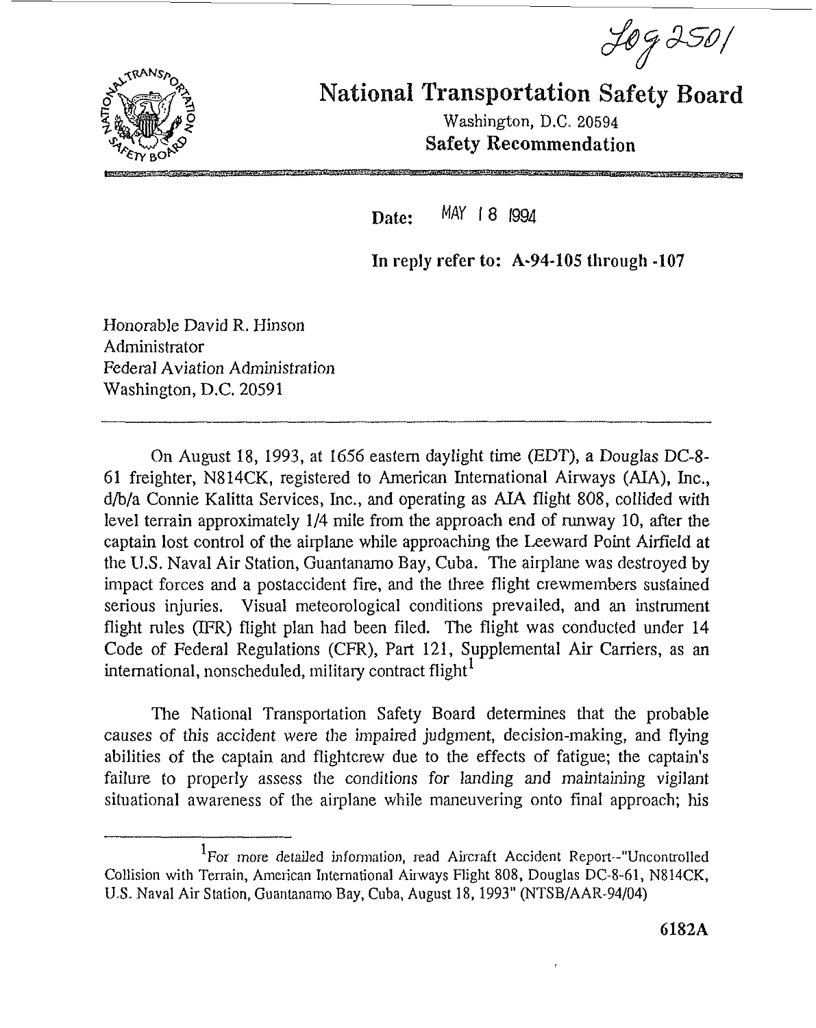Log 2501

# National Transportation Safety Board

Washington, D.C. 20594

**Safety Recommendation**

**Date:** MAY 18 1994

**In reply to refer to: A-94-105 through -107**

Honorable David R. Hinson
Administrator
Federal Aviation Administration
Washington, D.C. 20591

---

On August 18, 1993, at 1656 eastern daylight time (EDT), a Douglas DC-8-61 freighter, N814CK, registered to American International Airways (AIA), Inc., d/b/a Connie Kalitta Services, Inc., and operating as AIA flight 808, collided with level terrain approximately 1/4 mile from the approach end of runway 10, after the captain lost control of the airplane while approaching the Leeward Point Airfield at the U.S. Naval Air Station, Guantanamo Bay, Cuba. The airplane was destroyed by impact forces and a postaccident fire, and the three flight crewmembers sustained serious injuries. Visual meteorological conditions prevailed, and an instrument flight rules (IFR) flight plan had been filed. The flight was conducted under 14 Code of Federal Regulations (CFR), Part 121, Supplemental Air Carriers, as an international, nonscheduled, military contract flight[1]

The National Transportation Safety Board determines that the probable causes of this accident were the impaired judgment, decision-making, and flying abilities of the captain and flightcrew due to the effects of fatigue; the captain's failure to properly assess the conditions for landing and maintaining vigilant situational awareness of the airplane while maneuvering onto final approach; his

---

[1]For more detailed information, read Aircraft Accident Report--"Uncontrolled Collision with Terrain, American International Airways Flight 808, Douglas DC-8-61, N814CK, U.S. Naval Air Station, Guantanamo Bay, Cuba, August 18, 1993" (NTSB/AAR-94/04)

6182A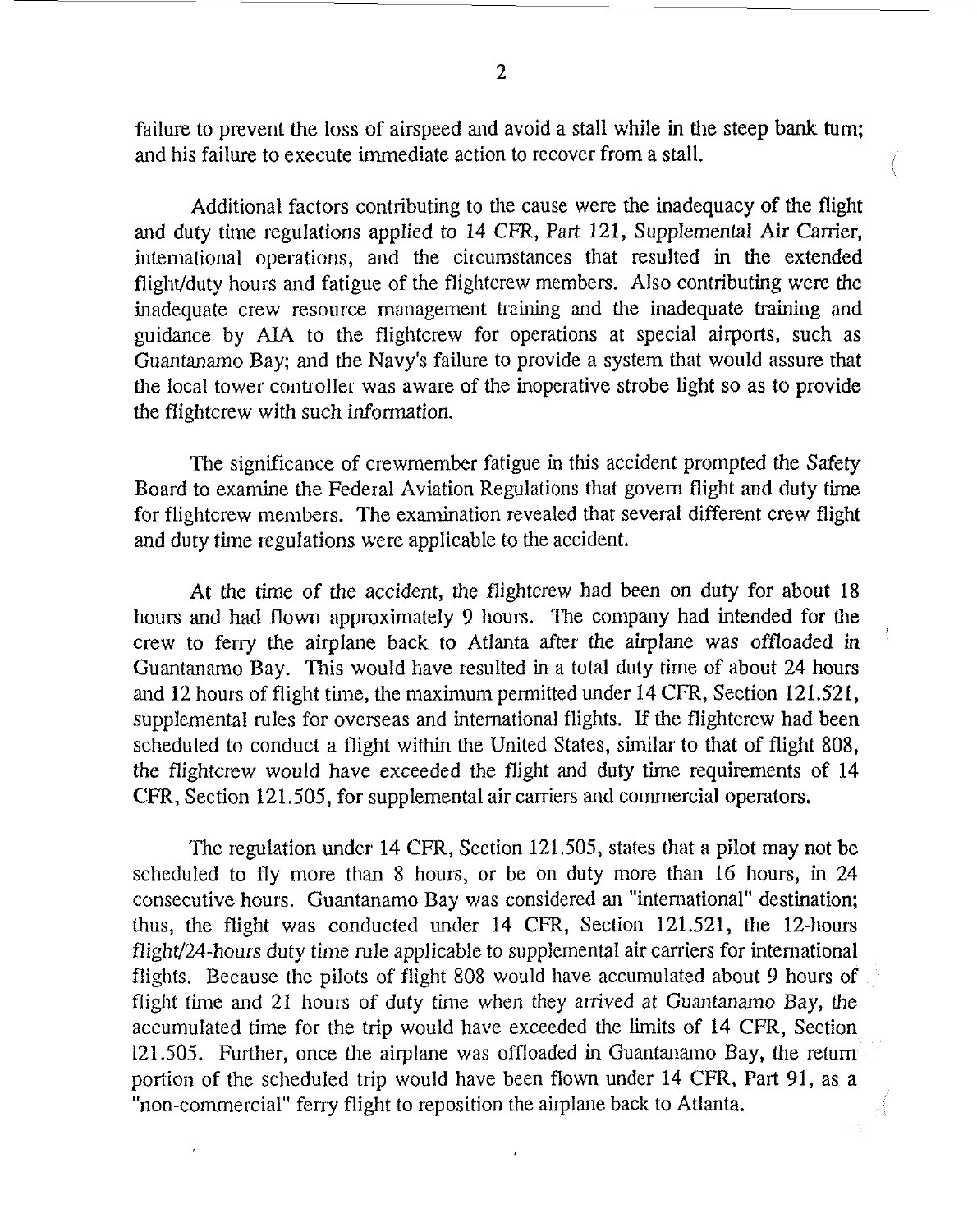failure to prevent the loss of airspeed and avoid a stall while in the steep bank turn; and his failure to execute immediate action to recover from a stall.

Additional factors contributing to the cause were the inadequacy of the flight and duty time regulations applied to 14 CFR, Part 121, Supplemental Air Carrier, international operations, and the circumstances that resulted in the extended flight/duty hours and fatigue of the flightcrew members. Also contributing were the inadequate crew resource management training and the inadequate training and guidance by AIA to the flightcrew for operations at special airports, such as Guantanamo Bay; and the Navy's failure to provide a system that would assure that the local tower controller was aware of the inoperative strobe light so as to provide the flightcrew with such information.

The significance of crewmember fatigue in this accident prompted the Safety Board to examine the Federal Aviation Regulations that govern flight and duty time for flightcrew members. The examination revealed that several different crew flight and duty time regulations were applicable to the accident.

At the time of the accident, the flightcrew had been on duty for about 18 hours and had flown approximately 9 hours. The company had intended for the crew to ferry the airplane back to Atlanta after the airplane was offloaded in Guantanamo Bay. This would have resulted in a total duty time of about 24 hours and 12 hours of flight time, the maximum permitted under 14 CFR, Section 121.521, supplemental rules for overseas and international flights. If the flightcrew had been scheduled to conduct a flight within the United States, similar to that of flight 808, the flightcrew would have exceeded the flight and duty time requirements of 14 CFR, Section 121.505, for supplemental air carriers and commercial operators.

The regulation under 14 CFR, Section 121.505, states that a pilot may not be scheduled to fly more than 8 hours, or be on duty more than 16 hours, in 24 consecutive hours. Guantanamo Bay was considered an "international" destination; thus, the flight was conducted under 14 CFR, Section 121.521, the 12-hours flight/24-hours duty time rule applicable to supplemental air carriers for international flights. Because the pilots of flight 808 would have accumulated about 9 hours of flight time and 21 hours of duty time when they arrived at Guantanamo Bay, the accumulated time for the trip would have exceeded the limits of 14 CFR, Section 121.505. Further, once the airplane was offloaded in Guantanamo Bay, the return portion of the scheduled trip would have been flown under 14 CFR, Part 91, as a "non-commercial" ferry flight to reposition the airplane back to Atlanta.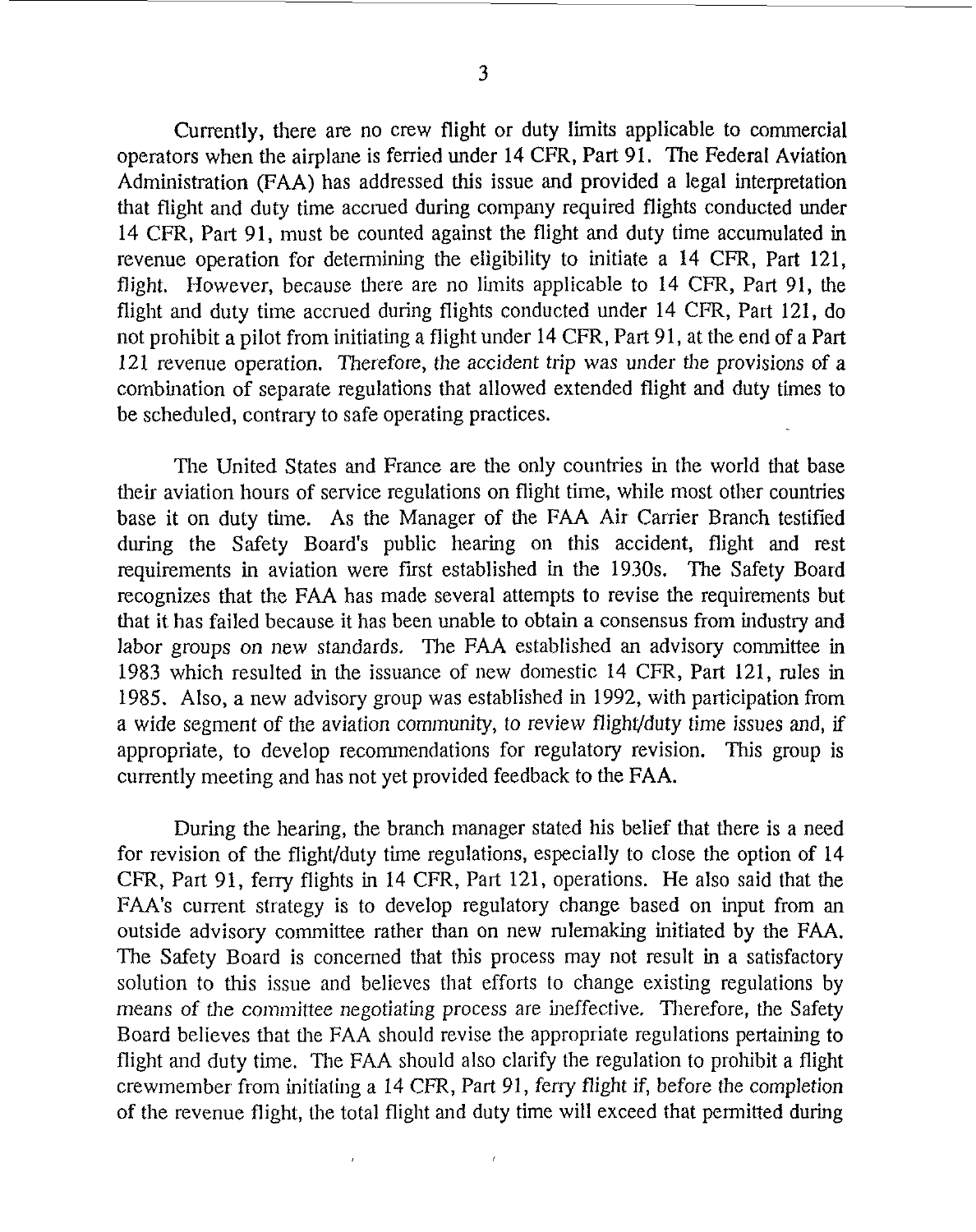Currently, there are no crew flight or duty limits applicable to commercial operators when the airplane is ferried under 14 CFR, Part 91. The Federal Aviation Administration (FAA) has addressed this issue and provided a legal interpretation that flight and duty time accrued during company required flights conducted under 14 CFR, Part 91, must be counted against the flight and duty time accumulated in revenue operation for determining the eligibility to initiate a 14 CFR, Part 121, flight. However, because there are no limits applicable to 14 CFR, Part 91, the flight and duty time accrued during flights conducted under 14 CFR, Part 121, do not prohibit a pilot from initiating a flight under 14 CFR, Part 91, at the end of a Part 121 revenue operation. Therefore, the accident trip was under the provisions of a combination of separate regulations that allowed extended flight and duty times to be scheduled, contrary to safe operating practices.

The United States and France are the only countries in the world that base their aviation hours of service regulations on flight time, while most other countries base it on duty time. As the Manager of the FAA Air Carrier Branch testified during the Safety Board's public hearing on this accident, flight and rest requirements in aviation were first established in the 1930s. The Safety Board recognizes that the FAA has made several attempts to revise the requirements but that it has failed because it has been unable to obtain a consensus from industry and labor groups on new standards. The FAA established an advisory committee in 1983 which resulted in the issuance of new domestic 14 CFR, Part 121, rules in 1985. Also, a new advisory group was established in 1992, with participation from a wide segment of the aviation community, to review flight/duty time issues and, if appropriate, to develop recommendations for regulatory revision. This group is currently meeting and has not yet provided feedback to the FAA.

During the hearing, the branch manager stated his belief that there is a need for revision of the flight/duty time regulations, especially to close the option of 14 CFR, Part 91, ferry flights in 14 CFR, Part 121, operations. He also said that the FAA's current strategy is to develop regulatory change based on input from an outside advisory committee rather than on new rulemaking initiated by the FAA. The Safety Board is concerned that this process may not result in a satisfactory solution to this issue and believes that efforts to change existing regulations by means of the committee negotiating process are ineffective. Therefore, the Safety Board believes that the FAA should revise the appropriate regulations pertaining to flight and duty time. The FAA should also clarify the regulation to prohibit a flight crewmember from initiating a 14 CFR, Part 91, ferry flight if, before the completion of the revenue flight, the total flight and duty time will exceed that permitted during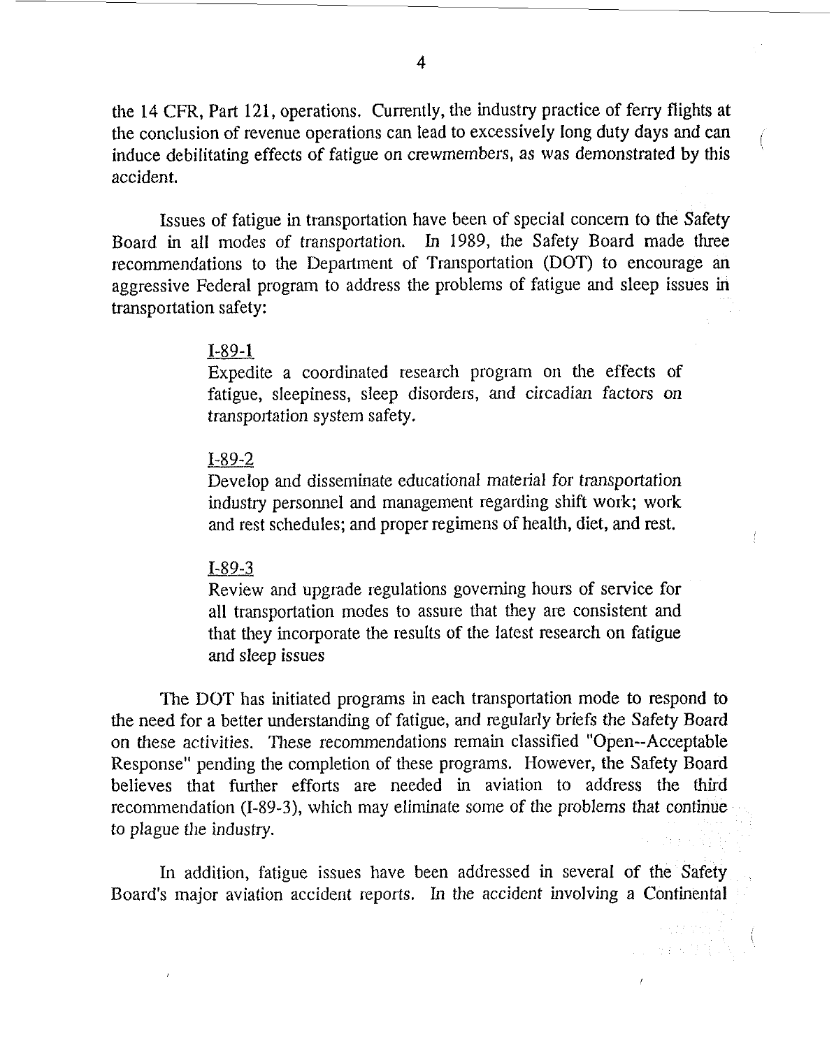the 14 CFR, Part 121, operations. Currently, the industry practice of ferry flights at the conclusion of revenue operations can lead to excessively long duty days and can induce debilitating effects of fatigue on crewmembers, as was demonstrated by this accident.

Issues of fatigue in transportation have been of special concern to the Safety Board in all modes of transportation. In 1989, the Safety Board made three recommendations to the Department of Transportation (DOT) to encourage an aggressive Federal program to address the problems of fatigue and sleep issues in transportation safety:

> I-89-1
> Expedite a coordinated research program on the effects of fatigue, sleepiness, sleep disorders, and circadian factors on transportation system safety.
>
> I-89-2
> Develop and disseminate educational material for transportation industry personnel and management regarding shift work; work and rest schedules; and proper regimens of health, diet, and rest.
>
> I-89-3
> Review and upgrade regulations governing hours of service for all transportation modes to assure that they are consistent and that they incorporate the results of the latest research on fatigue and sleep issues

The DOT has initiated programs in each transportation mode to respond to the need for a better understanding of fatigue, and regularly briefs the Safety Board on these activities. These recommendations remain classified "Open--Acceptable Response" pending the completion of these programs. However, the Safety Board believes that further efforts are needed in aviation to address the third recommendation (I-89-3), which may eliminate some of the problems that continue to plague the industry.

In addition, fatigue issues have been addressed in several of the Safety Board's major aviation accident reports. In the accident involving a Continental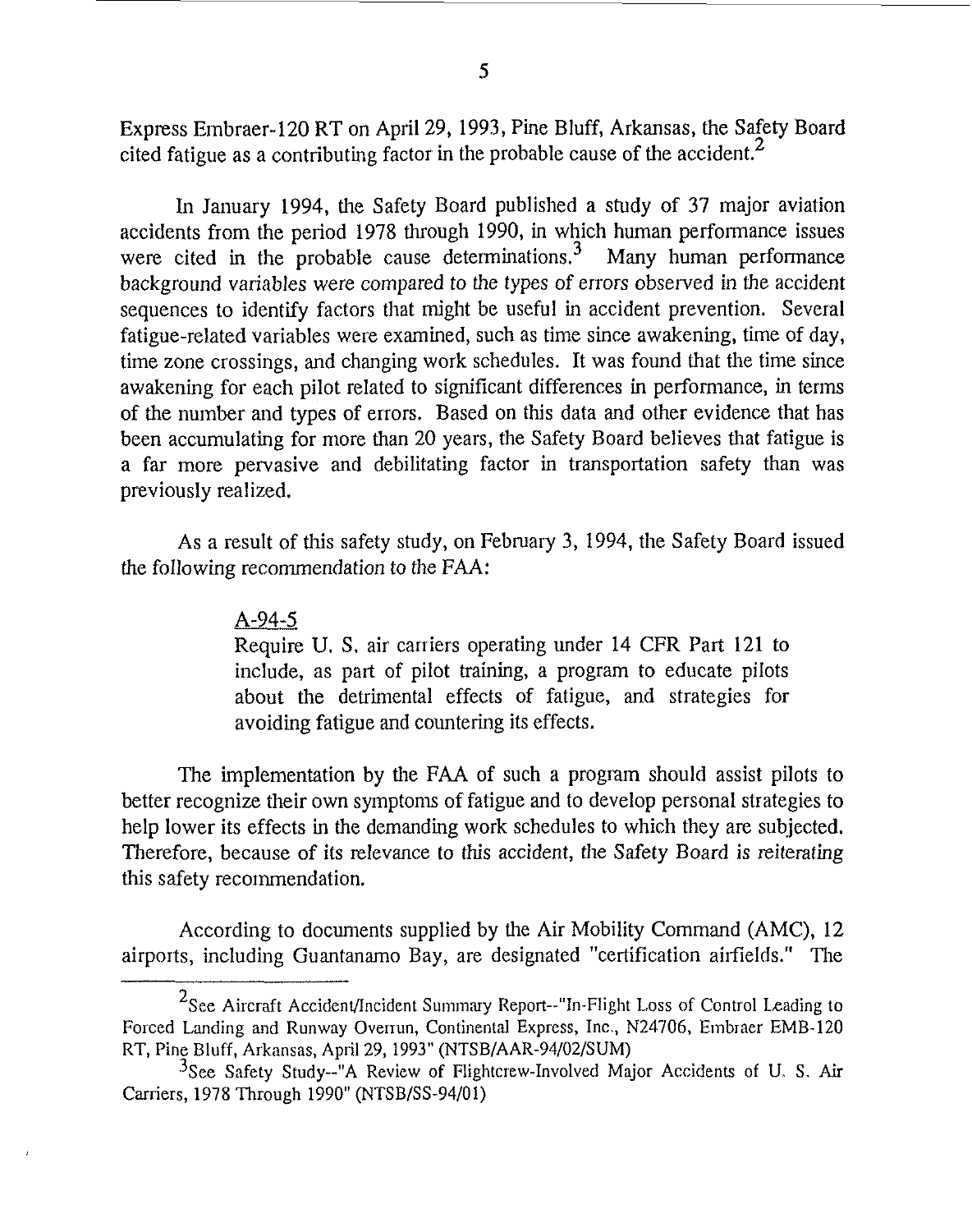Express Embraer-120 RT on April 29, 1993, Pine Bluff, Arkansas, the Safety Board cited fatigue as a contributing factor in the probable cause of the accident.[2]

In January 1994, the Safety Board published a study of 37 major aviation accidents from the period 1978 through 1990, in which human performance issues were cited in the probable cause determinations.[3] Many human performance background variables were compared to the types of errors observed in the accident sequences to identify factors that might be useful in accident prevention. Several fatigue-related variables were examined, such as time since awakening, time of day, time zone crossings, and changing work schedules. It was found that the time since awakening for each pilot related to significant differences in performance, in terms of the number and types of errors. Based on this data and other evidence that has been accumulating for more than 20 years, the Safety Board believes that fatigue is a far more pervasive and debilitating factor in transportation safety than was previously realized.

As a result of this safety study, on February 3, 1994, the Safety Board issued the following recommendation to the FAA:

> A-94-5
> Require U. S. air carriers operating under 14 CFR Part 121 to include, as part of pilot training, a program to educate pilots about the detrimental effects of fatigue, and strategies for avoiding fatigue and countering its effects.

The implementation by the FAA of such a program should assist pilots to better recognize their own symptoms of fatigue and to develop personal strategies to help lower its effects in the demanding work schedules to which they are subjected. Therefore, because of its relevance to this accident, the Safety Board is reiterating this safety recommendation.

According to documents supplied by the Air Mobility Command (AMC), 12 airports, including Guantanamo Bay, are designated "certification airfields." The

---

[2] See Aircraft Accident/Incident Summary Report--"In-Flight Loss of Control Leading to Forced Landing and Runway Overrun, Continental Express, Inc., N24706, Embraer EMB-120 RT, Pine Bluff, Arkansas, April 29, 1993" (NTSB/AAR-94/02/SUM)

[3] See Safety Study--"A Review of Flightcrew-Involved Major Accidents of U. S. Air Carriers, 1978 Through 1990" (NTSB/SS-94/01)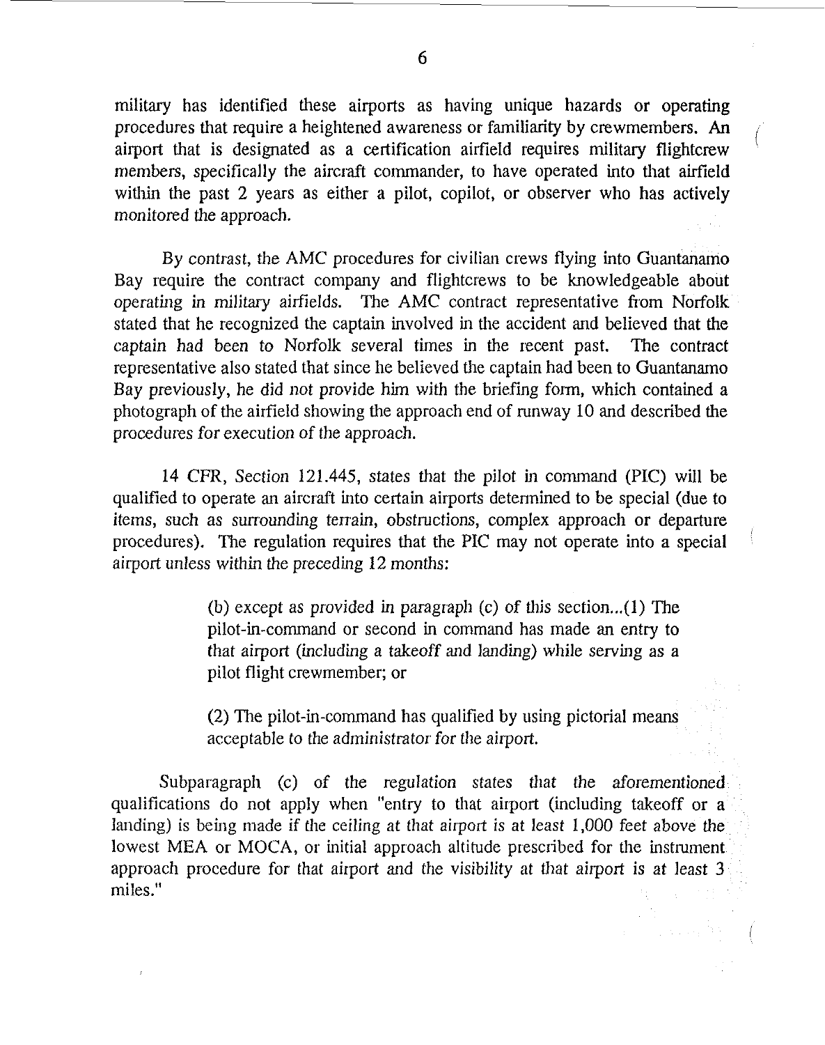military has identified these airports as having unique hazards or operating procedures that require a heightened awareness or familiarity by crewmembers. An airport that is designated as a certification airfield requires military flightcrew members, specifically the aircraft commander, to have operated into that airfield within the past 2 years as either a pilot, copilot, or observer who has actively monitored the approach.

By contrast, the AMC procedures for civilian crews flying into Guantanamo Bay require the contract company and flightcrews to be knowledgeable about operating in military airfields. The AMC contract representative from Norfolk stated that he recognized the captain involved in the accident and believed that the captain had been to Norfolk several times in the recent past. The contract representative also stated that since he believed the captain had been to Guantanamo Bay previously, he did not provide him with the briefing form, which contained a photograph of the airfield showing the approach end of runway 10 and described the procedures for execution of the approach.

14 CFR, Section 121.445, states that the pilot in command (PIC) will be qualified to operate an aircraft into certain airports determined to be special (due to items, such as surrounding terrain, obstructions, complex approach or departure procedures). The regulation requires that the PIC may not operate into a special airport unless within the preceding 12 months:

> (b) except as provided in paragraph (c) of this section...(1) The pilot-in-command or second in command has made an entry to that airport (including a takeoff and landing) while serving as a pilot flight crewmember; or
>
> (2) The pilot-in-command has qualified by using pictorial means acceptable to the administrator for the airport.

Subparagraph (c) of the regulation states that the aforementioned qualifications do not apply when "entry to that airport (including takeoff or a landing) is being made if the ceiling at that airport is at least 1,000 feet above the lowest MEA or MOCA, or initial approach altitude prescribed for the instrument approach procedure for that airport and the visibility at that airport is at least 3 miles."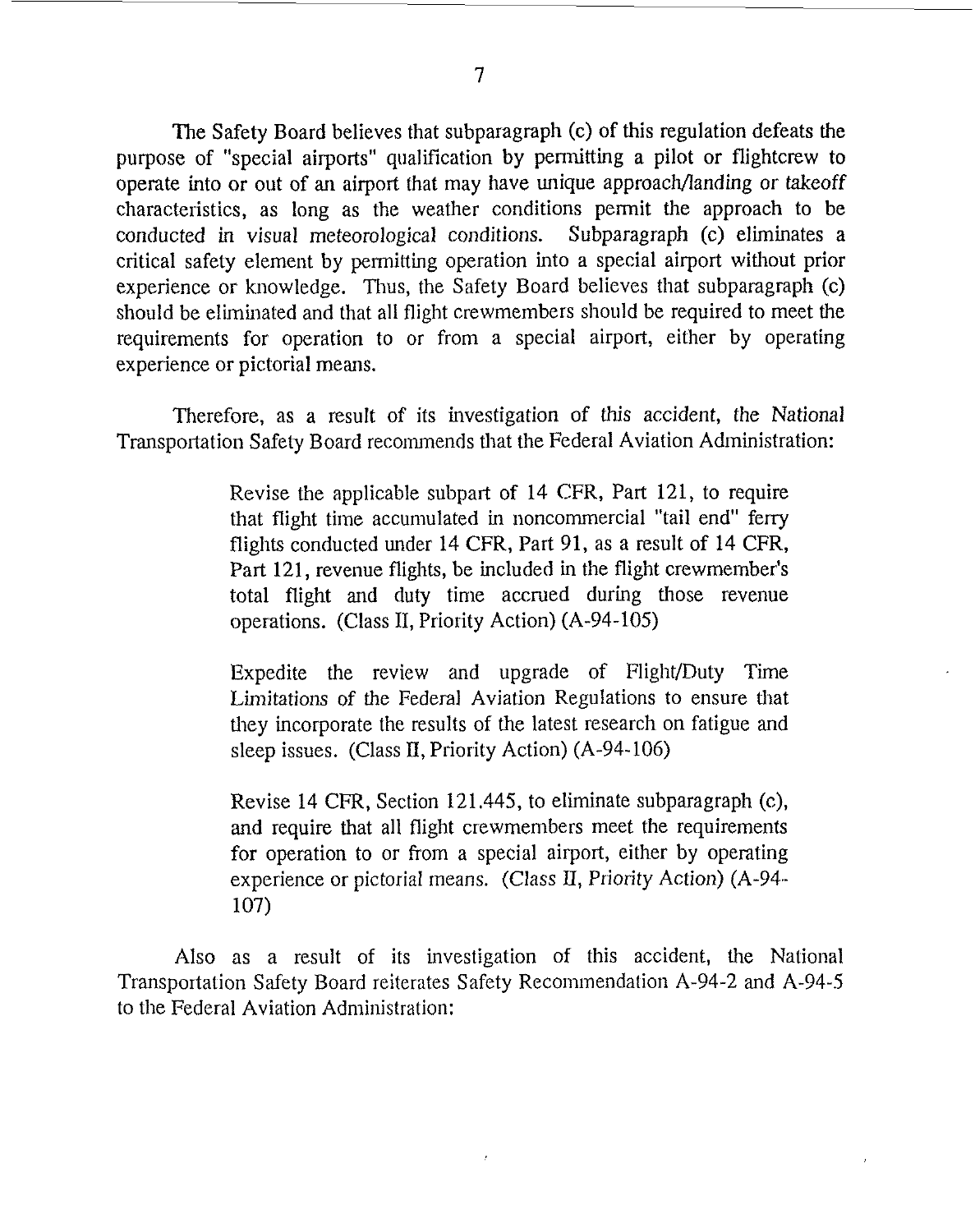The Safety Board believes that subparagraph (c) of this regulation defeats the purpose of "special airports" qualification by permitting a pilot or flightcrew to operate into or out of an airport that may have unique approach/landing or takeoff characteristics, as long as the weather conditions permit the approach to be conducted in visual meteorological conditions. Subparagraph (c) eliminates a critical safety element by permitting operation into a special airport without prior experience or knowledge. Thus, the Safety Board believes that subparagraph (c) should be eliminated and that all flight crewmembers should be required to meet the requirements for operation to or from a special airport, either by operating experience or pictorial means.

Therefore, as a result of its investigation of this accident, the National Transportation Safety Board recommends that the Federal Aviation Administration:

> Revise the applicable subpart of 14 CFR, Part 121, to require that flight time accumulated in noncommercial "tail end" ferry flights conducted under 14 CFR, Part 91, as a result of 14 CFR, Part 121, revenue flights, be included in the flight crewmember's total flight and duty time accrued during those revenue operations. (Class II, Priority Action) (A-94-105)
>
> Expedite the review and upgrade of Flight/Duty Time Limitations of the Federal Aviation Regulations to ensure that they incorporate the results of the latest research on fatigue and sleep issues. (Class II, Priority Action) (A-94-106)
>
> Revise 14 CFR, Section 121.445, to eliminate subparagraph (c), and require that all flight crewmembers meet the requirements for operation to or from a special airport, either by operating experience or pictorial means. (Class II, Priority Action) (A-94-107)

Also as a result of its investigation of this accident, the National Transportation Safety Board reiterates Safety Recommendation A-94-2 and A-94-5 to the Federal Aviation Administration: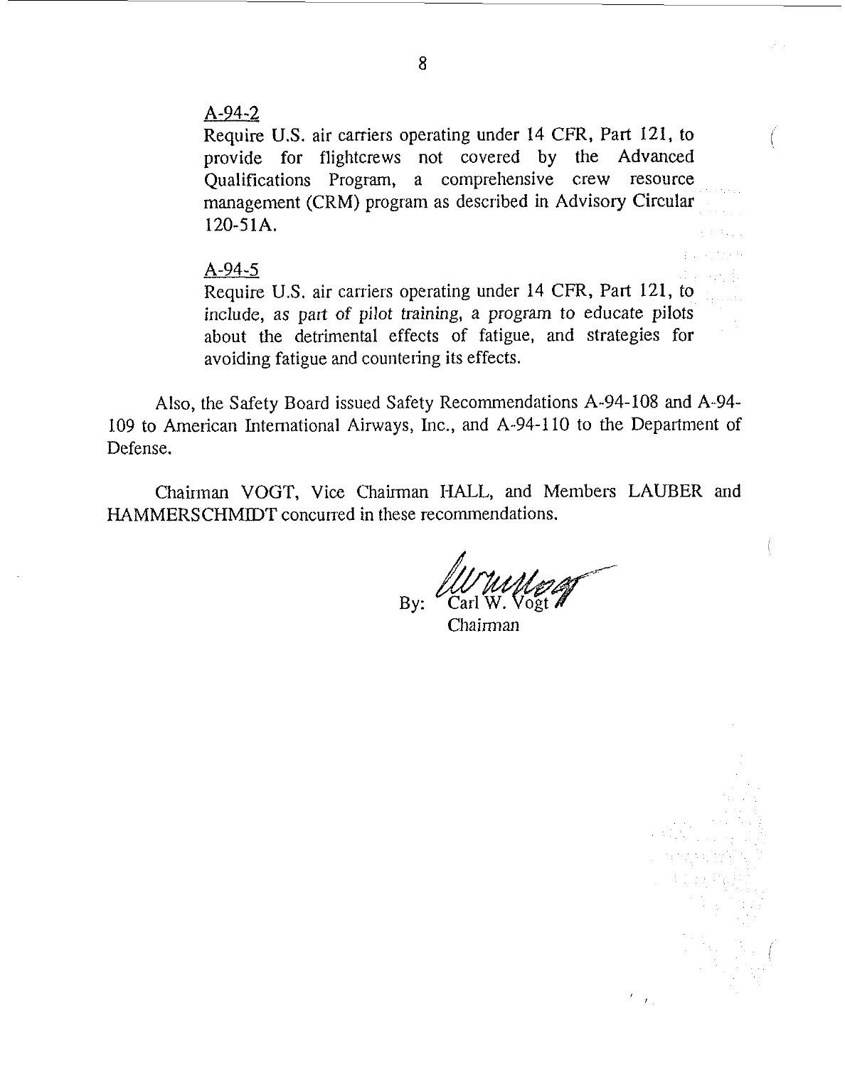A-94-2

Require U.S. air carriers operating under 14 CFR, Part 121, to provide for flightcrews not covered by the Advanced Qualifications Program, a comprehensive crew resource management (CRM) program as described in Advisory Circular 120-51A.

A-94-5

Require U.S. air carriers operating under 14 CFR, Part 121, to include, as part of pilot training, a program to educate pilots about the detrimental effects of fatigue, and strategies for avoiding fatigue and countering its effects.

Also, the Safety Board issued Safety Recommendations A-94-108 and A-94-109 to American International Airways, Inc., and A-94-110 to the Department of Defense.

Chairman VOGT, Vice Chairman HALL, and Members LAUBER and HAMMERSCHMIDT concurred in these recommendations.

By: Carl W. Vogt
Chairman